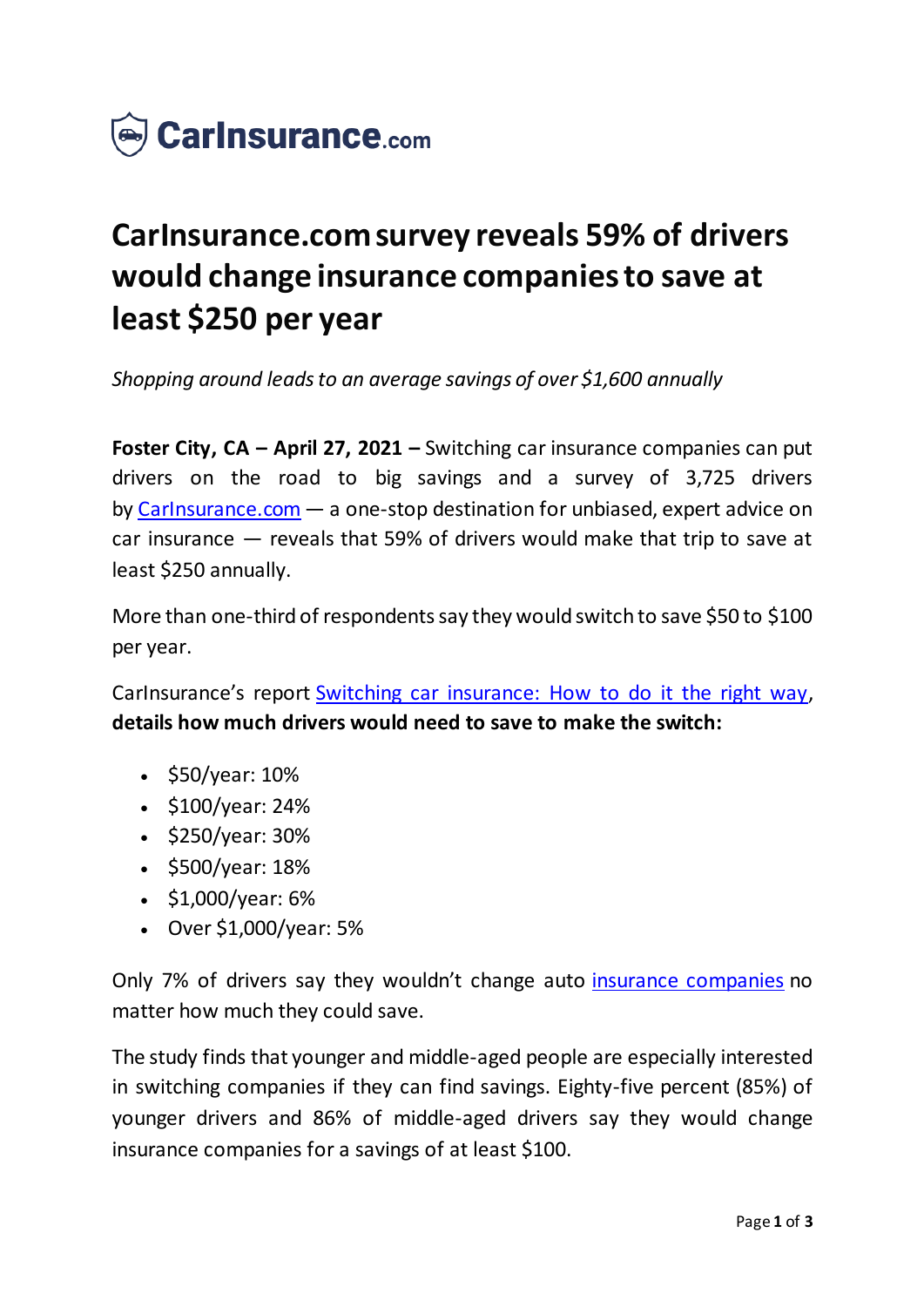**CarInsurance.com**

# CarInsurance.com survey reveals 59% of drivers would change insurance companies to save at least $250 per year

*Shopping around leads to an average savings of over $1,600 annually*

**Foster City, CA – April 27, 2021 –** Switching car insurance companies can put drivers on the road to big savings and a survey of 3,725 drivers by CarInsurance.com — a one-stop destination for unbiased, expert advice on car insurance — reveals that 59% of drivers would make that trip to save at least $250 annually.

More than one-third of respondents say they would switch to save $50 to $100 per year.

CarInsurance's report Switching car insurance: How to do it the right way, **details how much drivers would need to save to make the switch:**

- $50/year: 10%
- $100/year: 24%
- $250/year: 30%
- $500/year: 18%
- $1,000/year: 6%
- Over $1,000/year: 5%

Only 7% of drivers say they wouldn't change auto insurance companies no matter how much they could save.

The study finds that younger and middle-aged people are especially interested in switching companies if they can find savings. Eighty-five percent (85%) of younger drivers and 86% of middle-aged drivers say they would change insurance companies for a savings of at least $100.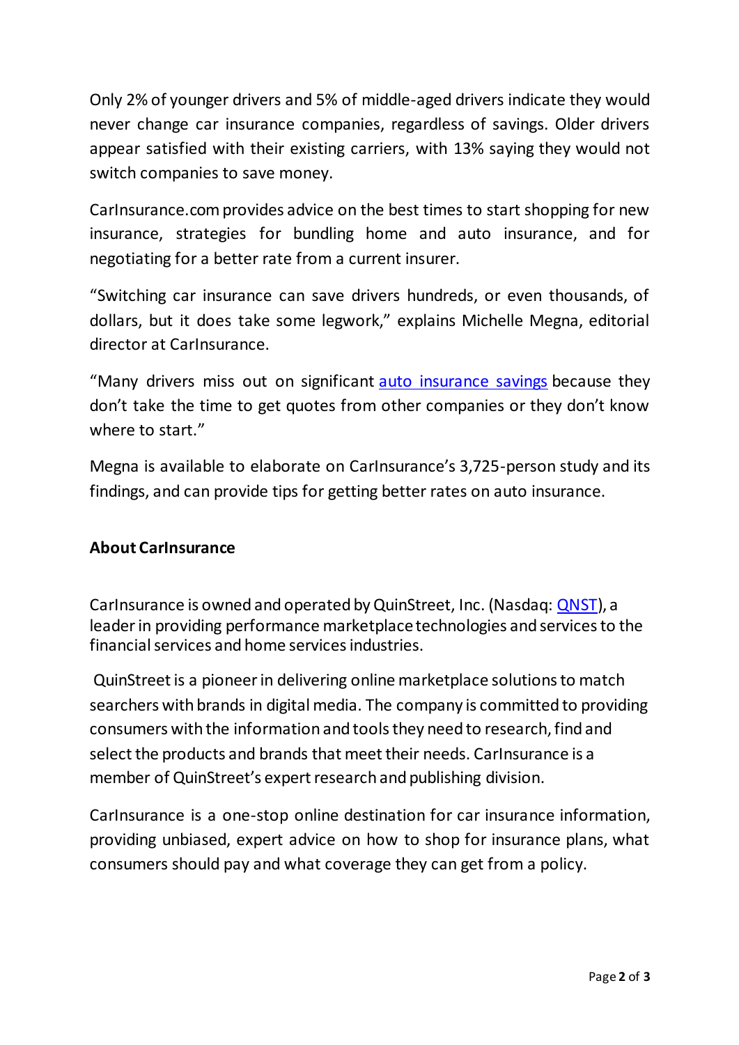Only 2% of younger drivers and 5% of middle-aged drivers indicate they would never change car insurance companies, regardless of savings. Older drivers appear satisfied with their existing carriers, with 13% saying they would not switch companies to save money.

CarInsurance.com provides advice on the best times to start shopping for new insurance, strategies for bundling home and auto insurance, and for negotiating for a better rate from a current insurer.

"Switching car insurance can save drivers hundreds, or even thousands, of dollars, but it does take some legwork," explains Michelle Megna, editorial director at CarInsurance.

"Many drivers miss out on significant auto insurance savings because they don't take the time to get quotes from other companies or they don't know where to start."

Megna is available to elaborate on CarInsurance's 3,725-person study and its findings, and can provide tips for getting better rates on auto insurance.

**About CarInsurance**

CarInsurance is owned and operated by QuinStreet, Inc. (Nasdaq: QNST), a leader in providing performance marketplace technologies and services to the financial services and home services industries.

QuinStreet is a pioneer in delivering online marketplace solutions to match searchers with brands in digital media. The company is committed to providing consumers with the information and tools they need to research, find and select the products and brands that meet their needs. CarInsurance is a member of QuinStreet's expert research and publishing division.

CarInsurance is a one-stop online destination for car insurance information, providing unbiased, expert advice on how to shop for insurance plans, what consumers should pay and what coverage they can get from a policy.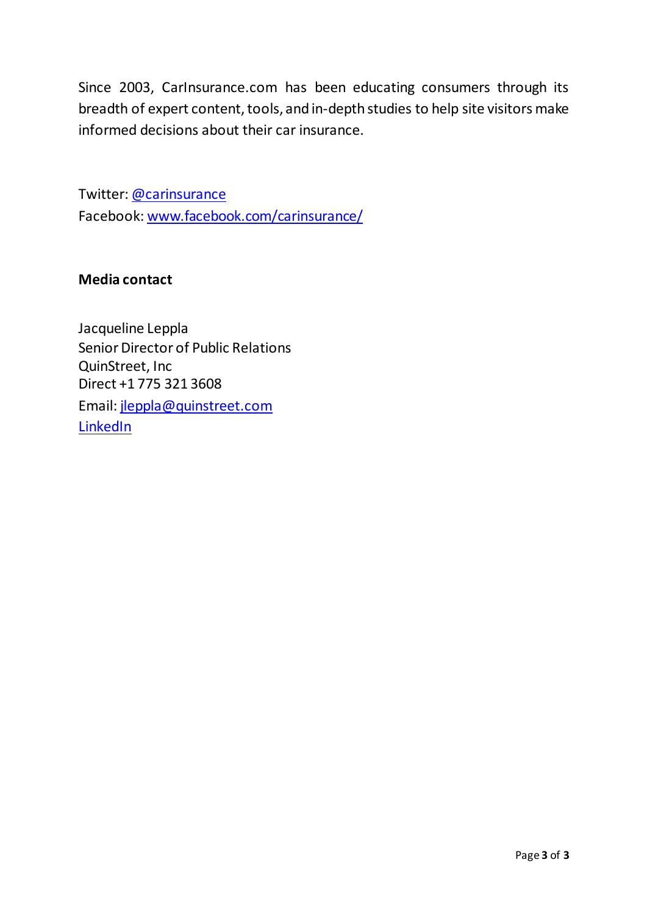Since 2003, CarInsurance.com has been educating consumers through its breadth of expert content, tools, and in-depth studies to help site visitors make informed decisions about their car insurance.

Twitter: @carinsurance
Facebook: www.facebook.com/carinsurance/

**Media contact**

Jacqueline Leppla
Senior Director of Public Relations
QuinStreet, Inc
Direct +1 775 321 3608
Email: jleppla@quinstreet.com
LinkedIn